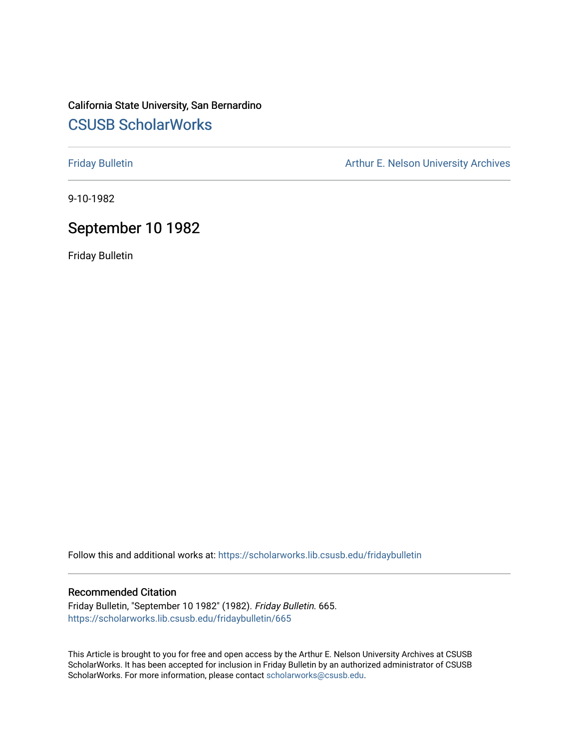California State University, San Bernardino

# CSUSB ScholarWorks

Friday Bulletin

Arthur E. Nelson University Archives

9-10-1982

## September 10 1982

Friday Bulletin

Follow this and additional works at: https://scholarworks.lib.csusb.edu/fridaybulletin

### Recommended Citation

Friday Bulletin, "September 10 1982" (1982). *Friday Bulletin*. 665.
https://scholarworks.lib.csusb.edu/fridaybulletin/665

This Article is brought to you for free and open access by the Arthur E. Nelson University Archives at CSUSB ScholarWorks. It has been accepted for inclusion in Friday Bulletin by an authorized administrator of CSUSB ScholarWorks. For more information, please contact scholarworks@csusb.edu.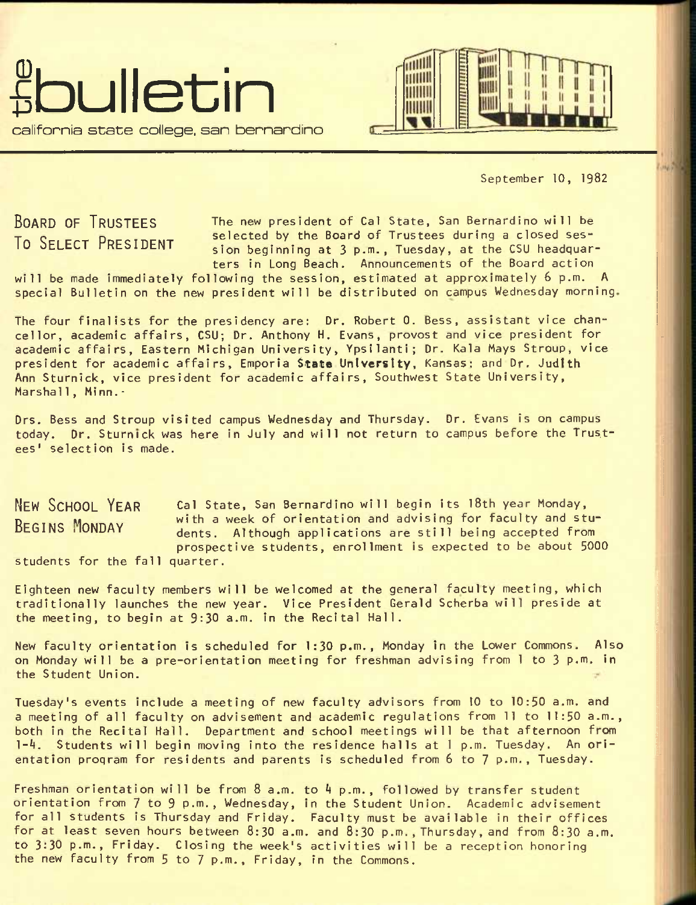# the bulletin

california state college, san bernardino

September 10, 1982

## BOARD OF TRUSTEES TO SELECT PRESIDENT

The new president of Cal State, San Bernardino will be selected by the Board of Trustees during a closed session beginning at 3 p.m., Tuesday, at the CSU headquarters in Long Beach. Announcements of the Board action will be made immediately following the session, estimated at approximately 6 p.m. A special Bulletin on the new president will be distributed on campus Wednesday morning.

The four finalists for the presidency are: Dr. Robert O. Bess, assistant vice chancellor, academic affairs, CSU; Dr. Anthony H. Evans, provost and vice president for academic affairs, Eastern Michigan University, Ypsilanti; Dr. Kala Mays Stroup, vice president for academic affairs, Emporia State University, Kansas; and Dr. Judith Ann Sturnick, vice president for academic affairs, Southwest State University, Marshall, Minn.

Drs. Bess and Stroup visited campus Wednesday and Thursday. Dr. Evans is on campus today. Dr. Sturnick was here in July and will not return to campus before the Trustees' selection is made.

## NEW SCHOOL YEAR BEGINS MONDAY

Cal State, San Bernardino will begin its 18th year Monday, with a week of orientation and advising for faculty and students. Although applications are still being accepted from prospective students, enrollment is expected to be about 5000 students for the fall quarter.

Eighteen new faculty members will be welcomed at the general faculty meeting, which traditionally launches the new year. Vice President Gerald Scherba will preside at the meeting, to begin at 9:30 a.m. in the Recital Hall.

New faculty orientation is scheduled for 1:30 p.m., Monday in the Lower Commons. Also on Monday will be a pre-orientation meeting for freshman advising from 1 to 3 p.m. in the Student Union.

Tuesday's events include a meeting of new faculty advisors from 10 to 10:50 a.m. and a meeting of all faculty on advisement and academic regulations from 11 to 11:50 a.m., both in the Recital Hall. Department and school meetings will be that afternoon from 1-4. Students will begin moving into the residence halls at 1 p.m. Tuesday. An orientation program for residents and parents is scheduled from 6 to 7 p.m., Tuesday.

Freshman orientation will be from 8 a.m. to 4 p.m., followed by transfer student orientation from 7 to 9 p.m., Wednesday, in the Student Union. Academic advisement for all students is Thursday and Friday. Faculty must be available in their offices for at least seven hours between 8:30 a.m. and 8:30 p.m., Thursday, and from 8:30 a.m. to 3:30 p.m., Friday. Closing the week's activities will be a reception honoring the new faculty from 5 to 7 p.m., Friday, in the Commons.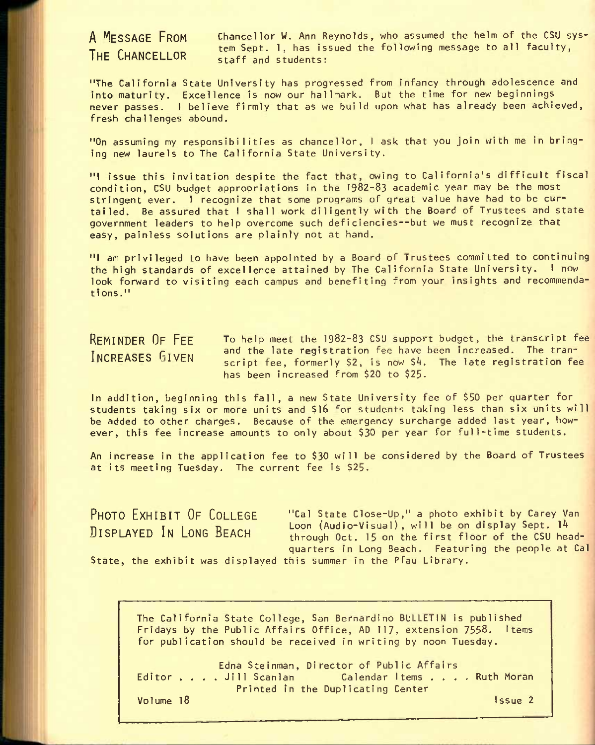## A Message From The Chancellor

Chancellor W. Ann Reynolds, who assumed the helm of the CSU system Sept. 1, has issued the following message to all faculty, staff and students:

"The California State University has progressed from infancy through adolescence and into maturity. Excellence is now our hallmark. But the time for new beginnings never passes. I believe firmly that as we build upon what has already been achieved, fresh challenges abound.

"On assuming my responsibilities as chancellor, I ask that you join with me in bringing new laurels to The California State University.

"I issue this invitation despite the fact that, owing to California's difficult fiscal condition, CSU budget appropriations in the 1982-83 academic year may be the most stringent ever. I recognize that some programs of great value have had to be curtailed. Be assured that I shall work diligently with the Board of Trustees and state government leaders to help overcome such deficiencies--but we must recognize that easy, painless solutions are plainly not at hand.

"I am privileged to have been appointed by a Board of Trustees committed to continuing the high standards of excellence attained by The California State University. I now look forward to visiting each campus and benefiting from your insights and recommendations."

## Reminder Of Fee Increases Given

To help meet the 1982-83 CSU support budget, the transcript fee and the late registration fee have been increased. The transcript fee, formerly $2, is now $4. The late registration fee has been increased from $20 to $25.

In addition, beginning this fall, a new State University fee of $50 per quarter for students taking six or more units and $16 for students taking less than six units will be added to other charges. Because of the emergency surcharge added last year, however, this fee increase amounts to only about $30 per year for full-time students.

An increase in the application fee to $30 will be considered by the Board of Trustees at its meeting Tuesday. The current fee is $25.

## Photo Exhibit Of College Displayed In Long Beach

"Cal State Close-Up," a photo exhibit by Carey Van Loon (Audio-Visual), will be on display Sept. 14 through Oct. 15 on the first floor of the CSU headquarters in Long Beach. Featuring the people at Cal State, the exhibit was displayed this summer in the Pfau Library.

---

The California State College, San Bernardino BULLETIN is published Fridays by the Public Affairs Office, AD 117, extension 7558. Items for publication should be received in writing by noon Tuesday.

Edna Steinman, Director of Public Affairs

Editor . . . . Jill Scanlan     Calendar Items . . . . Ruth Moran

Printed in the Duplicating Center

Volume 18     Issue 2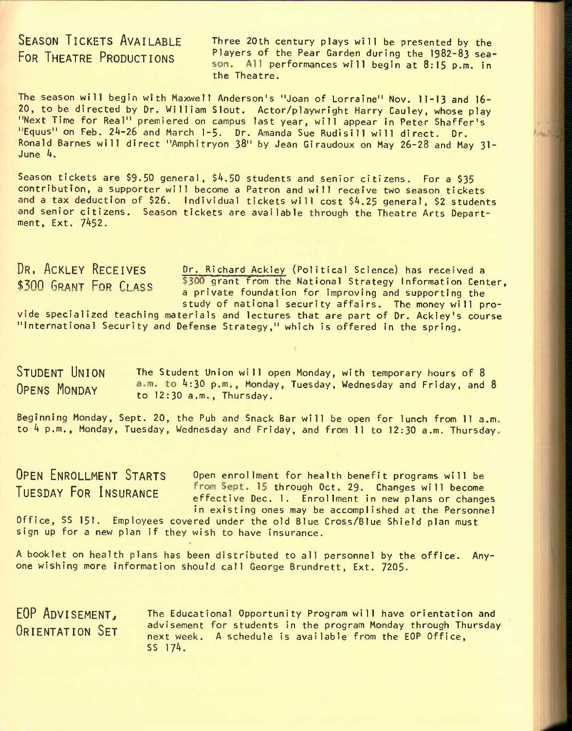## Season Tickets Available For Theatre Productions

Three 20th century plays will be presented by the Players of the Pear Garden during the 1982-83 season. All performances will begin at 8:15 p.m. in the Theatre.

The season will begin with Maxwell Anderson's "Joan of Lorraine" Nov. 11-13 and 16-20, to be directed by Dr. William Slout. Actor/playwright Harry Cauley, whose play "Next Time for Real" premiered on campus last year, will appear in Peter Shaffer's "Equus" on Feb. 24-26 and March 1-5. Dr. Amanda Sue Rudisill will direct. Dr. Ronald Barnes will direct "Amphitryon 38" by Jean Giraudoux on May 26-28 and May 31-June 4.

Season tickets are $9.50 general, $4.50 students and senior citizens. For a $35 contribution, a supporter will become a Patron and will receive two season tickets and a tax deduction of $26. Individual tickets will cost $4.25 general, $2 students and senior citizens. Season tickets are available through the Theatre Arts Department, Ext. 7452.

## Dr. Ackley Receives $300 Grant For Class

Dr. Richard Ackley (Political Science) has received a $300 grant from the National Strategy Information Center, a private foundation for improving and supporting the study of national security affairs. The money will provide specialized teaching materials and lectures that are part of Dr. Ackley's course "International Security and Defense Strategy," which is offered in the spring.

## Student Union Opens Monday

The Student Union will open Monday, with temporary hours of 8 a.m. to 4:30 p.m., Monday, Tuesday, Wednesday and Friday, and 8 to 12:30 a.m., Thursday.

Beginning Monday, Sept. 20, the Pub and Snack Bar will be open for lunch from 11 a.m. to 4 p.m., Monday, Tuesday, Wednesday and Friday, and from 11 to 12:30 a.m. Thursday.

## Open Enrollment Starts Tuesday For Insurance

Open enrollment for health benefit programs will be from Sept. 15 through Oct. 29. Changes will become effective Dec. 1. Enrollment in new plans or changes in existing ones may be accomplished at the Personnel Office, SS 151. Employees covered under the old Blue Cross/Blue Shield plan must sign up for a new plan if they wish to have insurance.

A booklet on health plans has been distributed to all personnel by the office. Anyone wishing more information should call George Brundrett, Ext. 7205.

## EOP Advisement, Orientation Set

The Educational Opportunity Program will have orientation and advisement for students in the program Monday through Thursday next week. A schedule is available from the EOP Office, SS 174.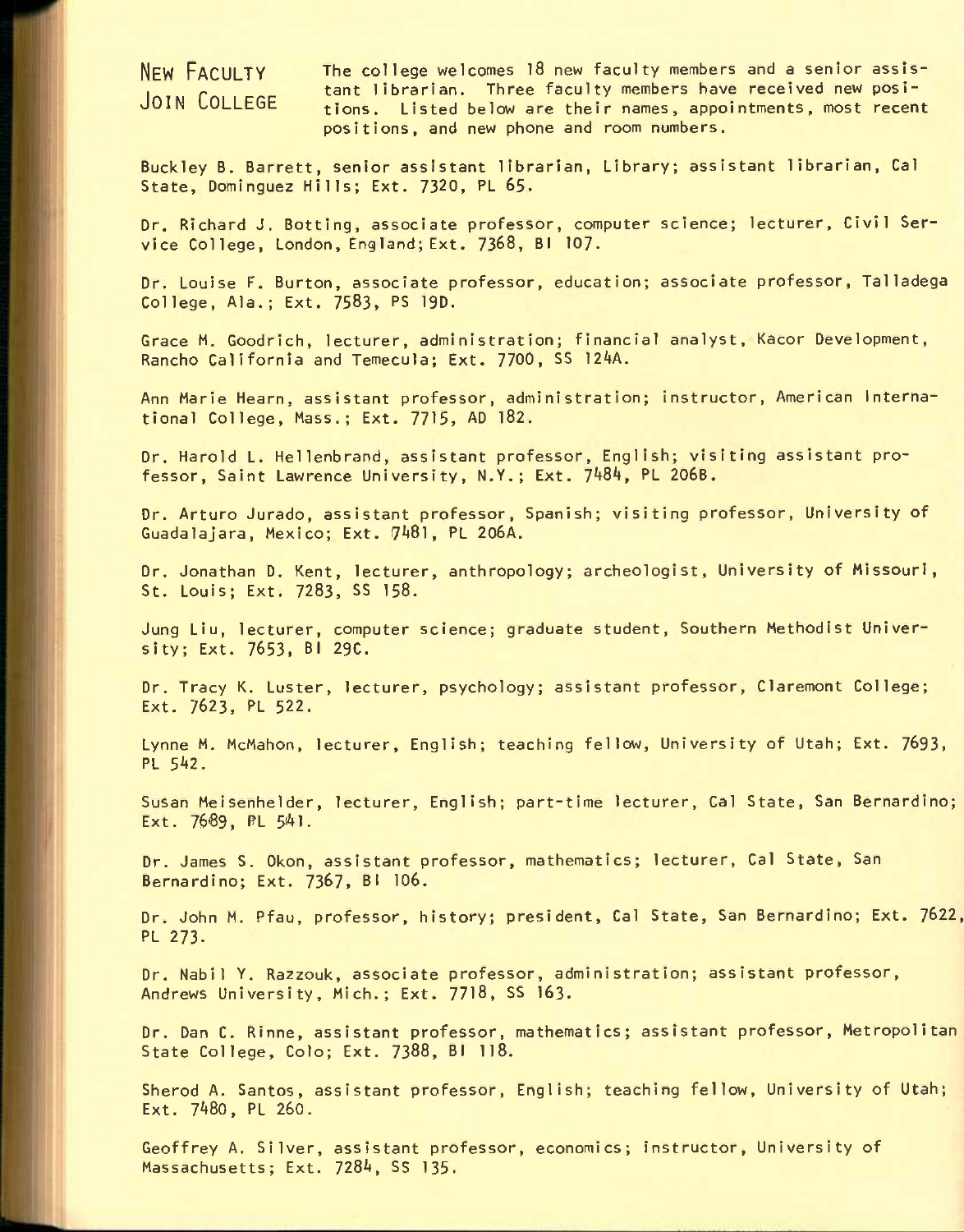## NEW FACULTY JOIN COLLEGE

The college welcomes 18 new faculty members and a senior assistant librarian. Three faculty members have received new positions. Listed below are their names, appointments, most recent positions, and new phone and room numbers.

Buckley B. Barrett, senior assistant librarian, Library; assistant librarian, Cal State, Dominguez Hills; Ext. 7320, PL 65.

Dr. Richard J. Botting, associate professor, computer science; lecturer, Civil Service College, London, England; Ext. 7368, BI 107.

Dr. Louise F. Burton, associate professor, education; associate professor, Talladega College, Ala.; Ext. 7583, PS 19D.

Grace M. Goodrich, lecturer, administration; financial analyst, Kacor Development, Rancho California and Temecula; Ext. 7700, SS 124A.

Ann Marie Hearn, assistant professor, administration; instructor, American International College, Mass.; Ext. 7715, AD 182.

Dr. Harold L. Hellenbrand, assistant professor, English; visiting assistant professor, Saint Lawrence University, N.Y.; Ext. 7484, PL 206B.

Dr. Arturo Jurado, assistant professor, Spanish; visiting professor, University of Guadalajara, Mexico; Ext. 7481, PL 206A.

Dr. Jonathan D. Kent, lecturer, anthropology; archeologist, University of Missouri, St. Louis; Ext. 7283, SS 158.

Jung Liu, lecturer, computer science; graduate student, Southern Methodist University; Ext. 7653, BI 29C.

Dr. Tracy K. Luster, lecturer, psychology; assistant professor, Claremont College; Ext. 7623, PL 522.

Lynne M. McMahon, lecturer, English; teaching fellow, University of Utah; Ext. 7693, PL 542.

Susan Meisenhelder, lecturer, English; part-time lecturer, Cal State, San Bernardino; Ext. 7689, PL 541.

Dr. James S. Okon, assistant professor, mathematics; lecturer, Cal State, San Bernardino; Ext. 7367, BI 106.

Dr. John M. Pfau, professor, history; president, Cal State, San Bernardino; Ext. 7622, PL 273.

Dr. Nabil Y. Razzouk, associate professor, administration; assistant professor, Andrews University, Mich.; Ext. 7718, SS 163.

Dr. Dan C. Rinne, assistant professor, mathematics; assistant professor, Metropolitan State College, Colo; Ext. 7388, BI 118.

Sherod A. Santos, assistant professor, English; teaching fellow, University of Utah; Ext. 7480, PL 260.

Geoffrey A. Silver, assistant professor, economics; instructor, University of Massachusetts; Ext. 7284, SS 135.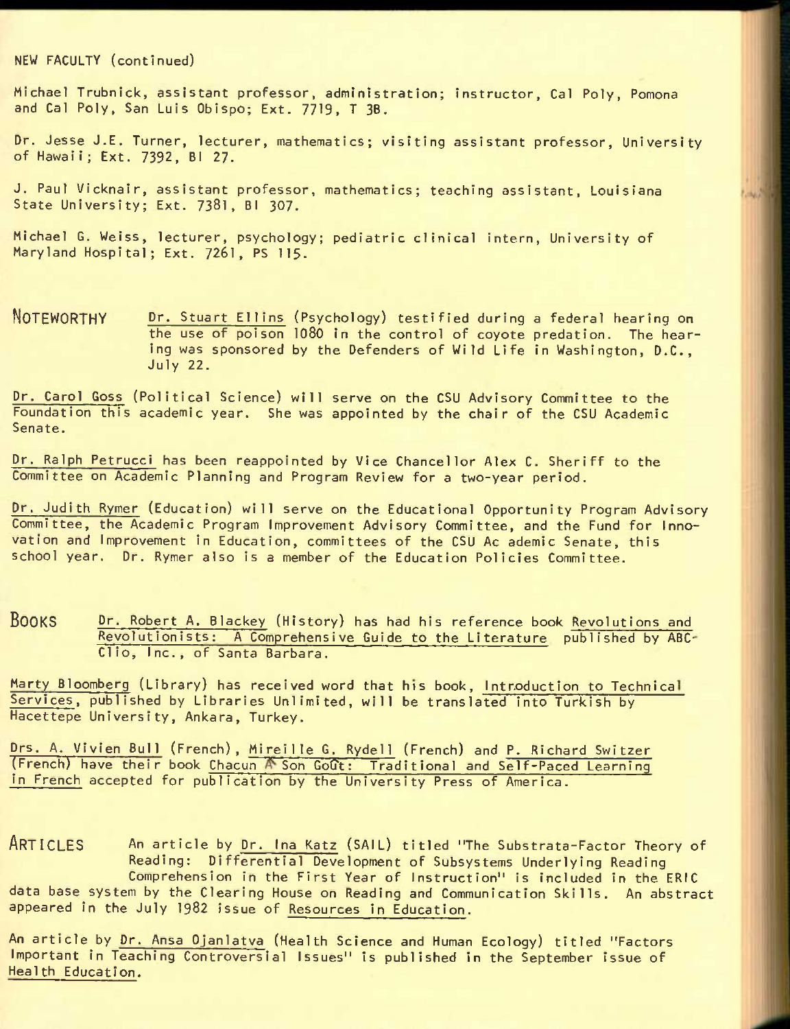NEW FACULTY (continued)

Michael Trubnick, assistant professor, administration; instructor, Cal Poly, Pomona and Cal Poly, San Luis Obispo; Ext. 7719, T 3B.

Dr. Jesse J.E. Turner, lecturer, mathematics; visiting assistant professor, University of Hawaii; Ext. 7392, BI 27.

J. Paul Vicknair, assistant professor, mathematics; teaching assistant, Louisiana State University; Ext. 7381, BI 307.

Michael G. Weiss, lecturer, psychology; pediatric clinical intern, University of Maryland Hospital; Ext. 7261, PS 115.

## NOTEWORTHY

Dr. Stuart Ellins (Psychology) testified during a federal hearing on the use of poison 1080 in the control of coyote predation. The hearing was sponsored by the Defenders of Wild Life in Washington, D.C., July 22.

Dr. Carol Goss (Political Science) will serve on the CSU Advisory Committee to the Foundation this academic year. She was appointed by the chair of the CSU Academic Senate.

Dr. Ralph Petrucci has been reappointed by Vice Chancellor Alex C. Sheriff to the Committee on Academic Planning and Program Review for a two-year period.

Dr. Judith Rymer (Education) will serve on the Educational Opportunity Program Advisory Committee, the Academic Program Improvement Advisory Committee, and the Fund for Innovation and Improvement in Education, committees of the CSU Ac ademic Senate, this school year. Dr. Rymer also is a member of the Education Policies Committee.

## BOOKS

Dr. Robert A. Blackey (History) has had his reference book Revolutions and Revolutionists: A Comprehensive Guide to the Literature published by ABC-Clio, Inc., of Santa Barbara.

Marty Bloomberg (Library) has received word that his book, Introduction to Technical Services, published by Libraries Unlimited, will be translated into Turkish by Hacettepe University, Ankara, Turkey.

Drs. A. Vivien Bull (French), Mireille G. Rydell (French) and P. Richard Switzer (French) have their book Chacun À Son Goût: Traditional and Self-Paced Learning in French accepted for publication by the University Press of America.

## ARTICLES

An article by Dr. Ina Katz (SAIL) titled "The Substrata-Factor Theory of Reading: Differential Development of Subsystems Underlying Reading Comprehension in the First Year of Instruction" is included in the ERIC data base system by the Clearing House on Reading and Communication Skills. An abstract appeared in the July 1982 issue of Resources in Education.

An article by Dr. Ansa Ojanlatva (Health Science and Human Ecology) titled "Factors Important in Teaching Controversial Issues" is published in the September issue of Health Education.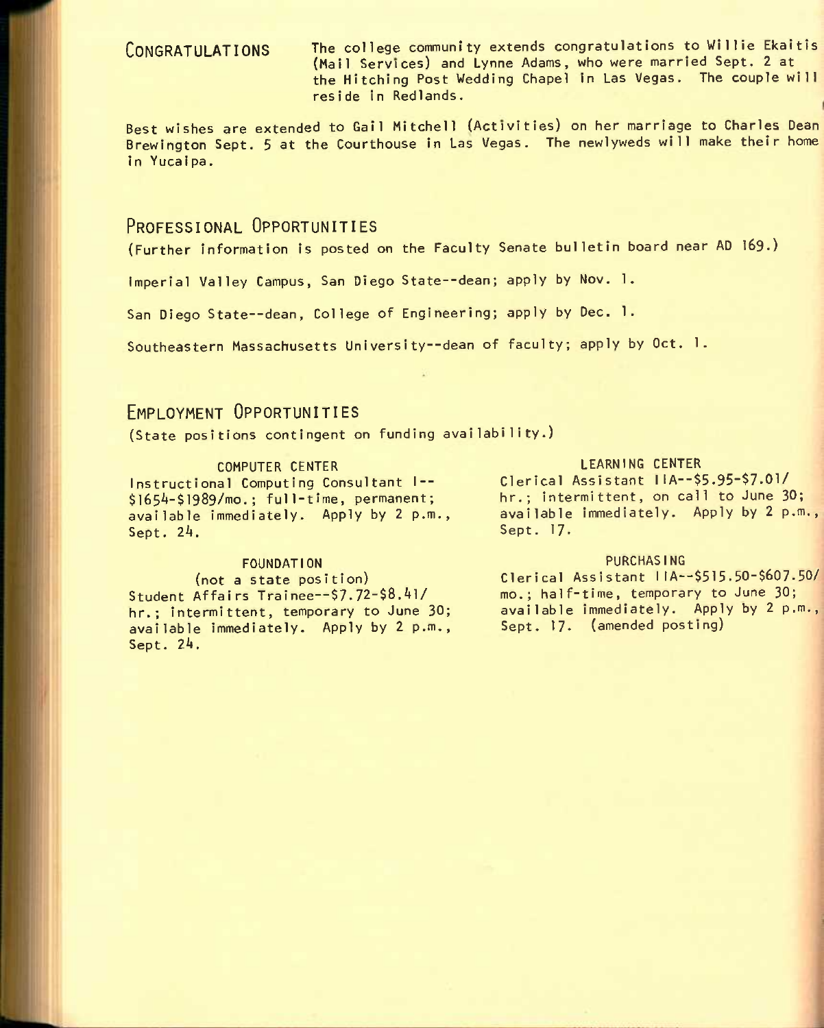## CONGRATULATIONS

The college community extends congratulations to Willie Ekaitis (Mail Services) and Lynne Adams, who were married Sept. 2 at the Hitching Post Wedding Chapel in Las Vegas. The couple will reside in Redlands.

Best wishes are extended to Gail Mitchell (Activities) on her marriage to Charles Dean Brewington Sept. 5 at the Courthouse in Las Vegas. The newlyweds will make their home in Yucaipa.

## PROFESSIONAL OPPORTUNITIES

(Further information is posted on the Faculty Senate bulletin board near AD 169.)

Imperial Valley Campus, San Diego State--dean; apply by Nov. 1.

San Diego State--dean, College of Engineering; apply by Dec. 1.

Southeastern Massachusetts University--dean of faculty; apply by Oct. 1.

## EMPLOYMENT OPPORTUNITIES

(State positions contingent on funding availability.)

### COMPUTER CENTER

Instructional Computing Consultant I--$1654-$1989/mo.; full-time, permanent; available immediately. Apply by 2 p.m., Sept. 24.

### FOUNDATION

(not a state position)

Student Affairs Trainee--$7.72-$8.41/hr.; intermittent, temporary to June 30; available immediately. Apply by 2 p.m., Sept. 24.

### LEARNING CENTER

Clerical Assistant IIA--$5.95-$7.01/hr.; intermittent, on call to June 30; available immediately. Apply by 2 p.m., Sept. 17.

### PURCHASING

Clerical Assistant IIA--$515.50-$607.50/mo.; half-time, temporary to June 30; available immediately. Apply by 2 p.m., Sept. 17. (amended posting)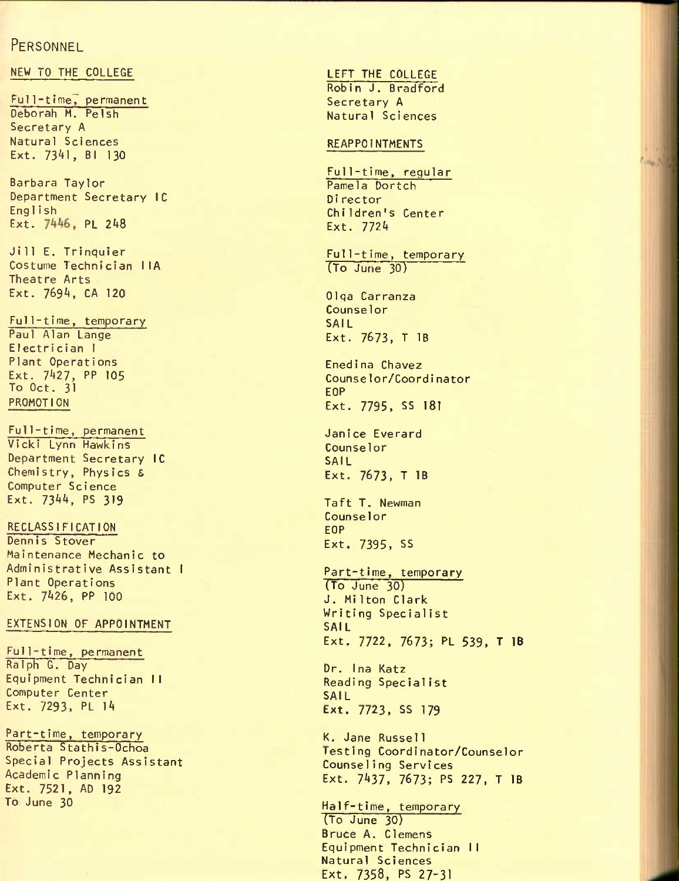## Personnel

### NEW TO THE COLLEGE

Full-time, permanent

Deborah M. Pelsh
Secretary A
Natural Sciences
Ext. 7341, BI 130

Barbara Taylor
Department Secretary IC
English
Ext. 7446, PL 248

Jill E. Trinquier
Costume Technician IIA
Theatre Arts
Ext. 7694, CA 120

Full-time, temporary

Paul Alan Lange
Electrician I
Plant Operations
Ext. 7427, PP 105
To Oct. 31

### PROMOTION

Full-time, permanent

Vicki Lynn Hawkins
Department Secretary IC
Chemistry, Physics & Computer Science
Ext. 7344, PS 319

### RECLASSIFICATION

Dennis Stover
Maintenance Mechanic to Administrative Assistant I
Plant Operations
Ext. 7426, PP 100

### EXTENSION OF APPOINTMENT

Full-time, permanent

Ralph G. Day
Equipment Technician II
Computer Center
Ext. 7293, PL 14

Part-time, temporary

Roberta Stathis-Ochoa
Special Projects Assistant
Academic Planning
Ext. 7521, AD 192
To June 30

### LEFT THE COLLEGE

Robin J. Bradford
Secretary A
Natural Sciences

### REAPPOINTMENTS

Full-time, regular

Pamela Dortch
Director
Children's Center
Ext. 7724

Full-time, temporary
(To June 30)

Olga Carranza
Counselor
SAIL
Ext. 7673, T 1B

Enedina Chavez
Counselor/Coordinator
EOP
Ext. 7795, SS 181

Janice Everard
Counselor
SAIL
Ext. 7673, T 1B

Taft T. Newman
Counselor
EOP
Ext. 7395, SS

Part-time, temporary
(To June 30)

J. Milton Clark
Writing Specialist
SAIL
Ext. 7722, 7673; PL 539, T 1B

Dr. Ina Katz
Reading Specialist
SAIL
Ext. 7723, SS 179

K. Jane Russell
Testing Coordinator/Counselor
Counseling Services
Ext. 7437, 7673; PS 227, T 1B

Half-time, temporary
(To June 30)

Bruce A. Clemens
Equipment Technician II
Natural Sciences
Ext. 7358, PS 27-31